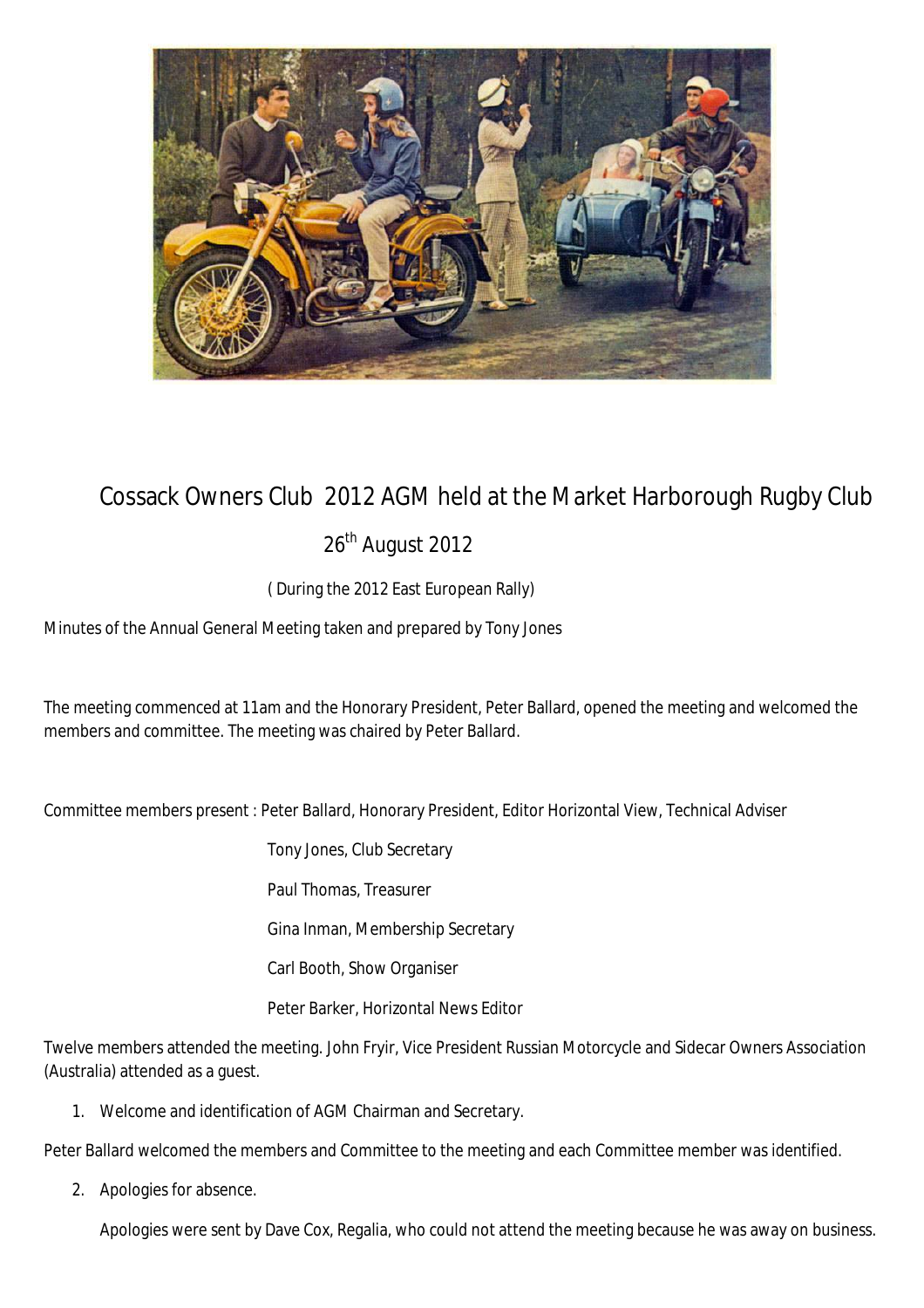# Cossack Owners Club 2012 AGM held at the Market Harborough Rugby Club

26th August 2012

( During the 2012 East European Rally)

Minutes of the Annual General Meeting taken and prepared by Tony Jones

The meeting commenced at 11am and the Honorary President, Peter Ballard, opened the meeting and welcomed the members and committee. The meeting was chaired by Peter Ballard.

Committee members present : Peter Ballard, Honorary President, Editor Horizontal View, Technical Adviser

Tony Jones, Club Secretary

Paul Thomas, Treasurer

Gina Inman, Membership Secretary

Carl Booth, Show Organiser

Peter Barker, Horizontal News Editor

Twelve members attended the meeting. John Fryir, Vice President Russian Motorcycle and Sidecar Owners Association (Australia) attended as a guest.

1. Welcome and identification of AGM Chairman and Secretary.

Peter Ballard welcomed the members and Committee to the meeting and each Committee member was identified.

2. Apologies for absence.

   Apologies were sent by Dave Cox, Regalia, who could not attend the meeting because he was away on business.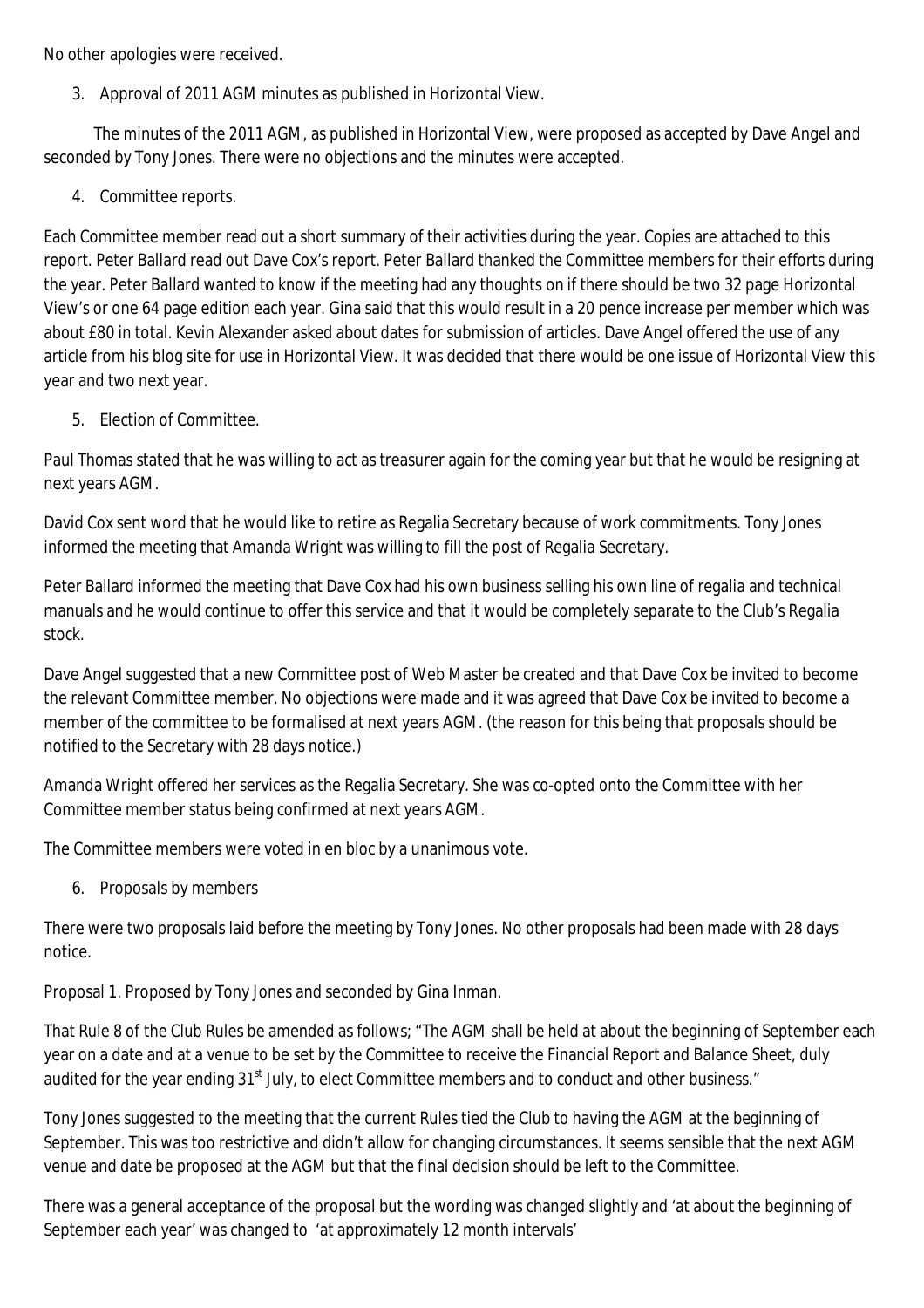No other apologies were received.

3. Approval of 2011 AGM minutes as published in Horizontal View.

The minutes of the 2011 AGM, as published in Horizontal View, were proposed as accepted by Dave Angel and seconded by Tony Jones. There were no objections and the minutes were accepted.

4. Committee reports.

Each Committee member read out a short summary of their activities during the year. Copies are attached to this report. Peter Ballard read out Dave Cox's report. Peter Ballard thanked the Committee members for their efforts during the year. Peter Ballard wanted to know if the meeting had any thoughts on if there should be two 32 page Horizontal View's or one 64 page edition each year. Gina said that this would result in a 20 pence increase per member which was about £80 in total. Kevin Alexander asked about dates for submission of articles. Dave Angel offered the use of any article from his blog site for use in Horizontal View. It was decided that there would be one issue of Horizontal View this year and two next year.

5. Election of Committee.

Paul Thomas stated that he was willing to act as treasurer again for the coming year but that he would be resigning at next years AGM.

David Cox sent word that he would like to retire as Regalia Secretary because of work commitments. Tony Jones informed the meeting that Amanda Wright was willing to fill the post of Regalia Secretary.

Peter Ballard informed the meeting that Dave Cox had his own business selling his own line of regalia and technical manuals and he would continue to offer this service and that it would be completely separate to the Club's Regalia stock.

Dave Angel suggested that a new Committee post of Web Master be created and that Dave Cox be invited to become the relevant Committee member. No objections were made and it was agreed that Dave Cox be invited to become a member of the committee to be formalised at next years AGM. (the reason for this being that proposals should be notified to the Secretary with 28 days notice.)

Amanda Wright offered her services as the Regalia Secretary. She was co-opted onto the Committee with her Committee member status being confirmed at next years AGM.

The Committee members were voted in en bloc by a unanimous vote.

6. Proposals by members

There were two proposals laid before the meeting by Tony Jones. No other proposals had been made with 28 days notice.

Proposal 1. Proposed by Tony Jones and seconded by Gina Inman.

That Rule 8 of the Club Rules be amended as follows; "The AGM shall be held at about the beginning of September each year on a date and at a venue to be set by the Committee to receive the Financial Report and Balance Sheet, duly audited for the year ending 31st July, to elect Committee members and to conduct and other business."

Tony Jones suggested to the meeting that the current Rules tied the Club to having the AGM at the beginning of September. This was too restrictive and didn't allow for changing circumstances. It seems sensible that the next AGM venue and date be proposed at the AGM but that the final decision should be left to the Committee.

There was a general acceptance of the proposal but the wording was changed slightly and 'at about the beginning of September each year' was changed to 'at approximately 12 month intervals'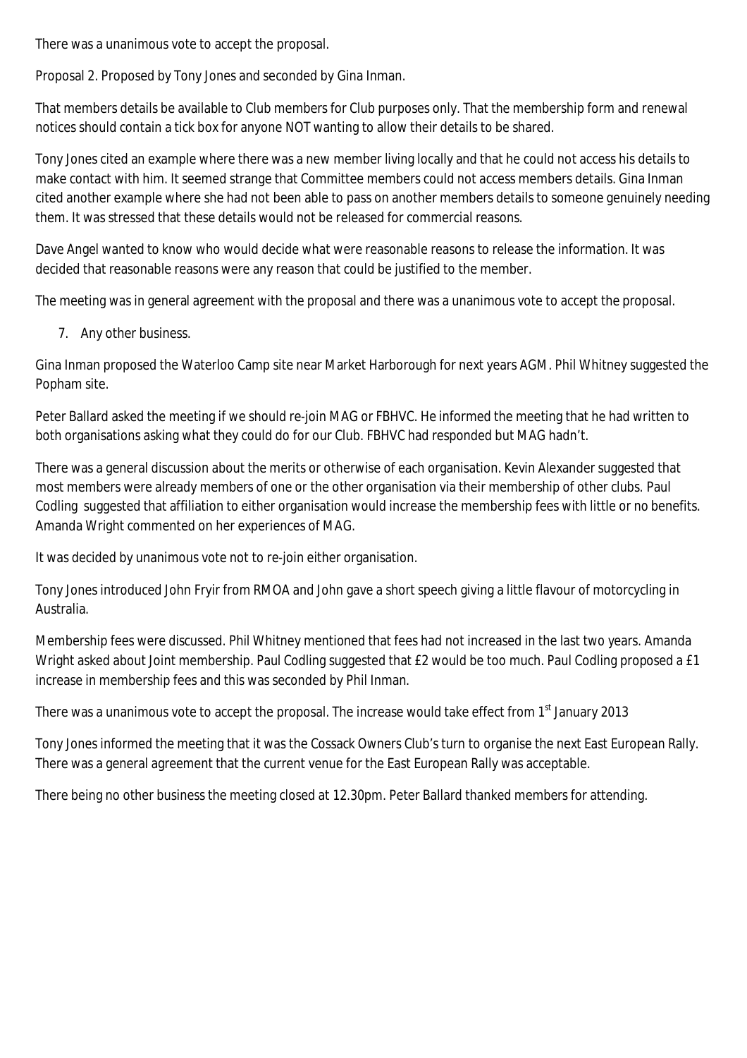There was a unanimous vote to accept the proposal.

Proposal 2. Proposed by Tony Jones and seconded by Gina Inman.

That members details be available to Club members for Club purposes only. That the membership form and renewal notices should contain a tick box for anyone NOT wanting to allow their details to be shared.

Tony Jones cited an example where there was a new member living locally and that he could not access his details to make contact with him. It seemed strange that Committee members could not access members details. Gina Inman cited another example where she had not been able to pass on another members details to someone genuinely needing them. It was stressed that these details would not be released for commercial reasons.

Dave Angel wanted to know who would decide what were reasonable reasons to release the information. It was decided that reasonable reasons were any reason that could be justified to the member.

The meeting was in general agreement with the proposal and there was a unanimous vote to accept the proposal.

7. Any other business.

Gina Inman proposed the Waterloo Camp site near Market Harborough for next years AGM. Phil Whitney suggested the Popham site.

Peter Ballard asked the meeting if we should re-join MAG or FBHVC. He informed the meeting that he had written to both organisations asking what they could do for our Club. FBHVC had responded but MAG hadn't.

There was a general discussion about the merits or otherwise of each organisation. Kevin Alexander suggested that most members were already members of one or the other organisation via their membership of other clubs. Paul Codling suggested that affiliation to either organisation would increase the membership fees with little or no benefits. Amanda Wright commented on her experiences of MAG.

It was decided by unanimous vote not to re-join either organisation.

Tony Jones introduced John Fryir from RMOA and John gave a short speech giving a little flavour of motorcycling in Australia.

Membership fees were discussed. Phil Whitney mentioned that fees had not increased in the last two years. Amanda Wright asked about Joint membership. Paul Codling suggested that £2 would be too much. Paul Codling proposed a £1 increase in membership fees and this was seconded by Phil Inman.

There was a unanimous vote to accept the proposal. The increase would take effect from 1st January 2013

Tony Jones informed the meeting that it was the Cossack Owners Club's turn to organise the next East European Rally. There was a general agreement that the current venue for the East European Rally was acceptable.

There being no other business the meeting closed at 12.30pm. Peter Ballard thanked members for attending.